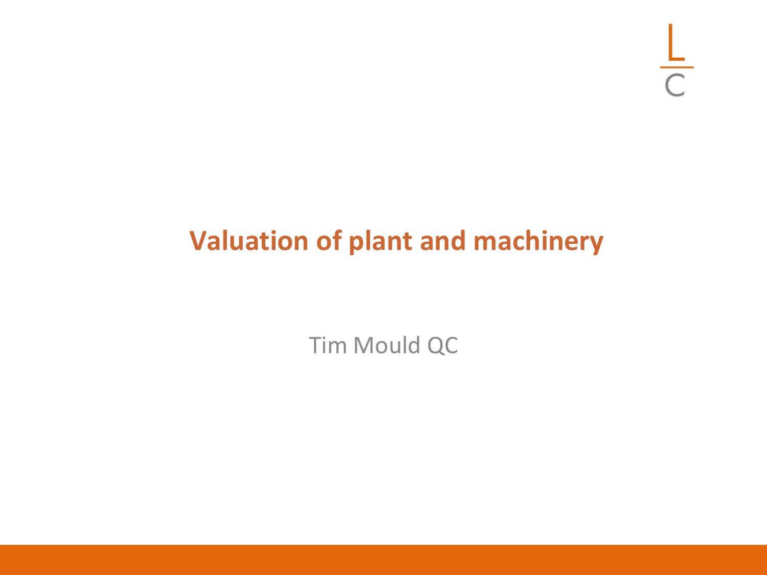# Valuation of plant and machinery

Tim Mould QC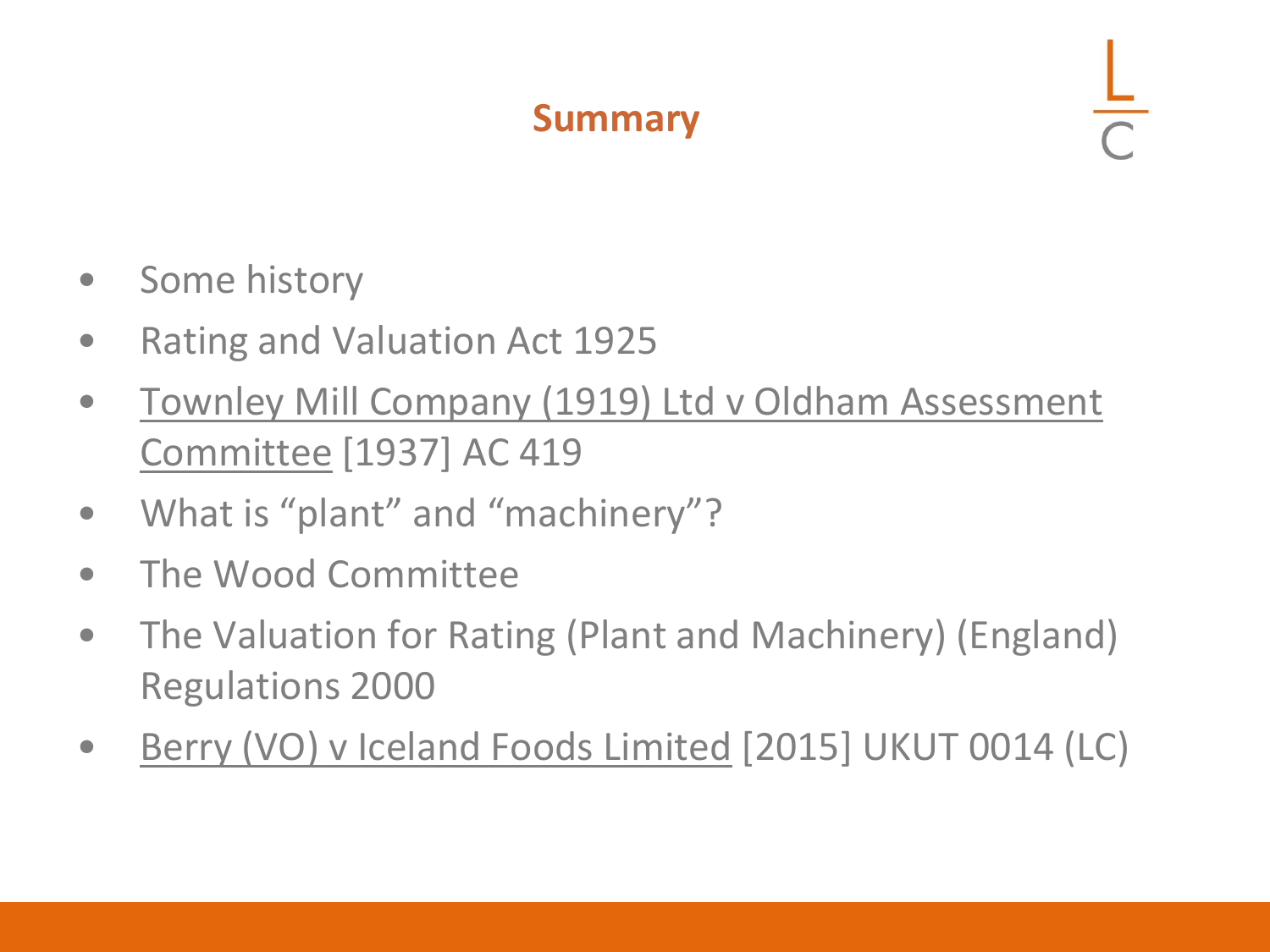## Summary

- Some history
- Rating and Valuation Act 1925
- Townley Mill Company (1919) Ltd v Oldham Assessment Committee [1937] AC 419
- What is "plant" and "machinery"?
- The Wood Committee
- The Valuation for Rating (Plant and Machinery) (England) Regulations 2000
- Berry (VO) v Iceland Foods Limited [2015] UKUT 0014 (LC)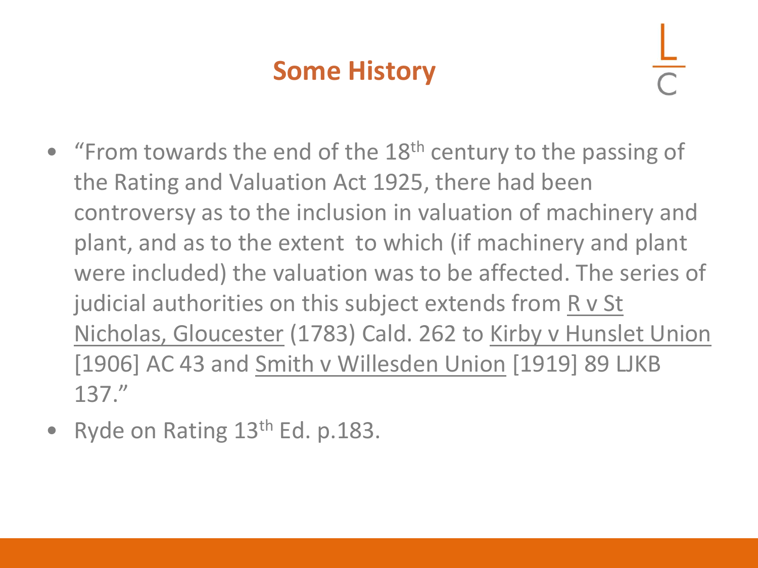## Some History

- "From towards the end of the 18th century to the passing of the Rating and Valuation Act 1925, there had been controversy as to the inclusion in valuation of machinery and plant, and as to the extent to which (if machinery and plant were included) the valuation was to be affected. The series of judicial authorities on this subject extends from R v St Nicholas, Gloucester (1783) Cald. 262 to Kirby v Hunslet Union [1906] AC 43 and Smith v Willesden Union [1919] 89 LJKB 137."
- Ryde on Rating 13th Ed. p.183.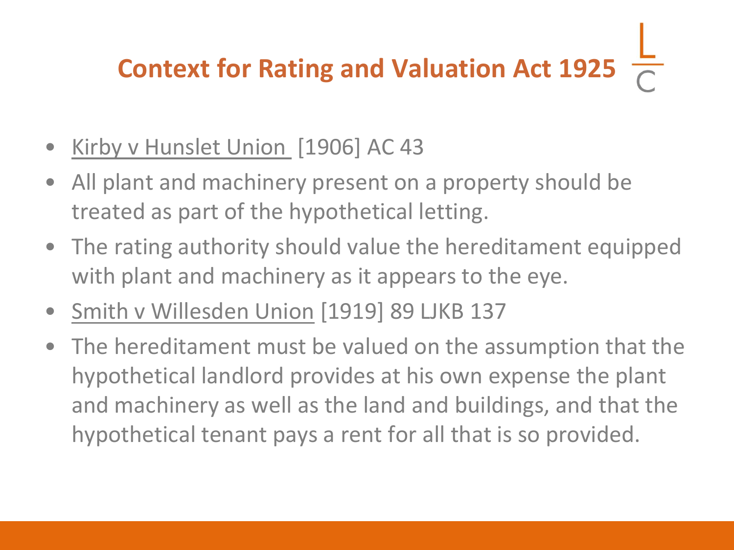# Context for Rating and Valuation Act 1925

- Kirby v Hunslet Union [1906] AC 43
- All plant and machinery present on a property should be treated as part of the hypothetical letting.
- The rating authority should value the hereditament equipped with plant and machinery as it appears to the eye.
- Smith v Willesden Union [1919] 89 LJKB 137
- The hereditament must be valued on the assumption that the hypothetical landlord provides at his own expense the plant and machinery as well as the land and buildings, and that the hypothetical tenant pays a rent for all that is so provided.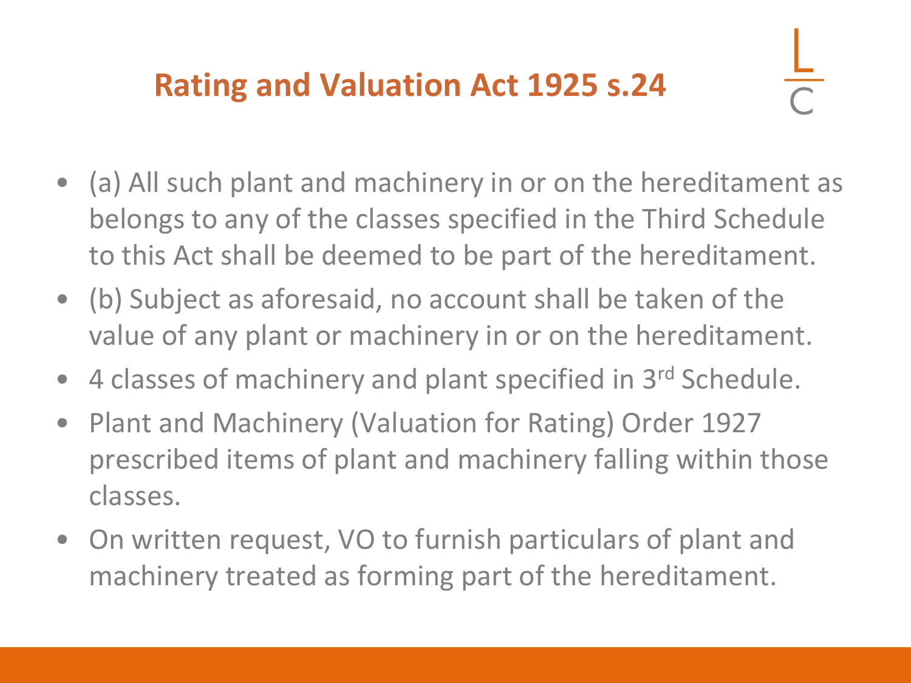# Rating and Valuation Act 1925 s.24

- (a) All such plant and machinery in or on the hereditament as belongs to any of the classes specified in the Third Schedule to this Act shall be deemed to be part of the hereditament.
- (b) Subject as aforesaid, no account shall be taken of the value of any plant or machinery in or on the hereditament.
- 4 classes of machinery and plant specified in 3rd Schedule.
- Plant and Machinery (Valuation for Rating) Order 1927 prescribed items of plant and machinery falling within those classes.
- On written request, VO to furnish particulars of plant and machinery treated as forming part of the hereditament.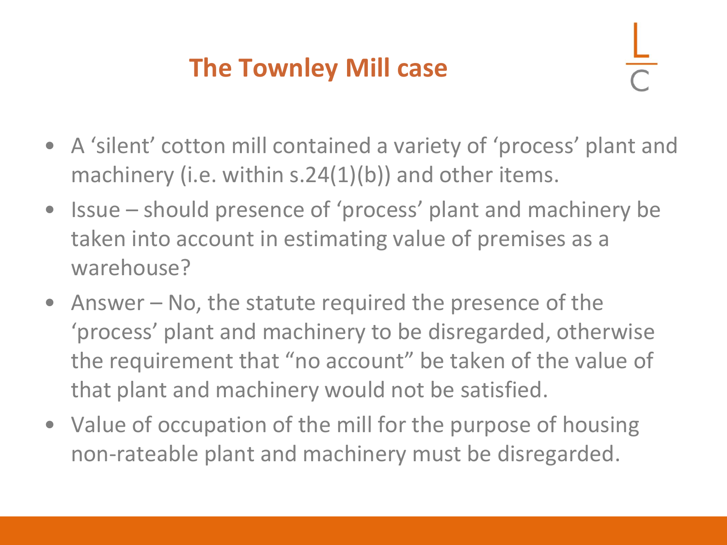# The Townley Mill case

- A 'silent' cotton mill contained a variety of 'process' plant and machinery (i.e. within s.24(1)(b)) and other items.
- Issue – should presence of 'process' plant and machinery be taken into account in estimating value of premises as a warehouse?
- Answer – No, the statute required the presence of the 'process' plant and machinery to be disregarded, otherwise the requirement that "no account" be taken of the value of that plant and machinery would not be satisfied.
- Value of occupation of the mill for the purpose of housing non-rateable plant and machinery must be disregarded.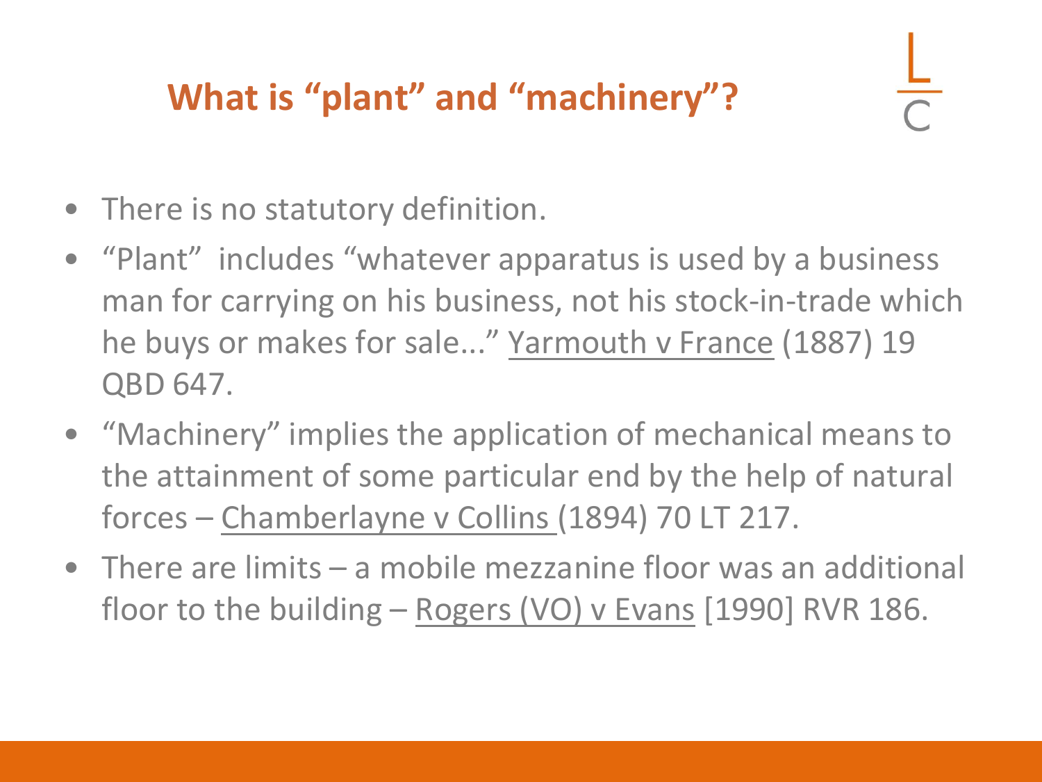## What is "plant" and "machinery"?

- There is no statutory definition.
- "Plant" includes "whatever apparatus is used by a business man for carrying on his business, not his stock-in-trade which he buys or makes for sale..." Yarmouth v France (1887) 19 QBD 647.
- "Machinery" implies the application of mechanical means to the attainment of some particular end by the help of natural forces – Chamberlayne v Collins (1894) 70 LT 217.
- There are limits – a mobile mezzanine floor was an additional floor to the building – Rogers (VO) v Evans [1990] RVR 186.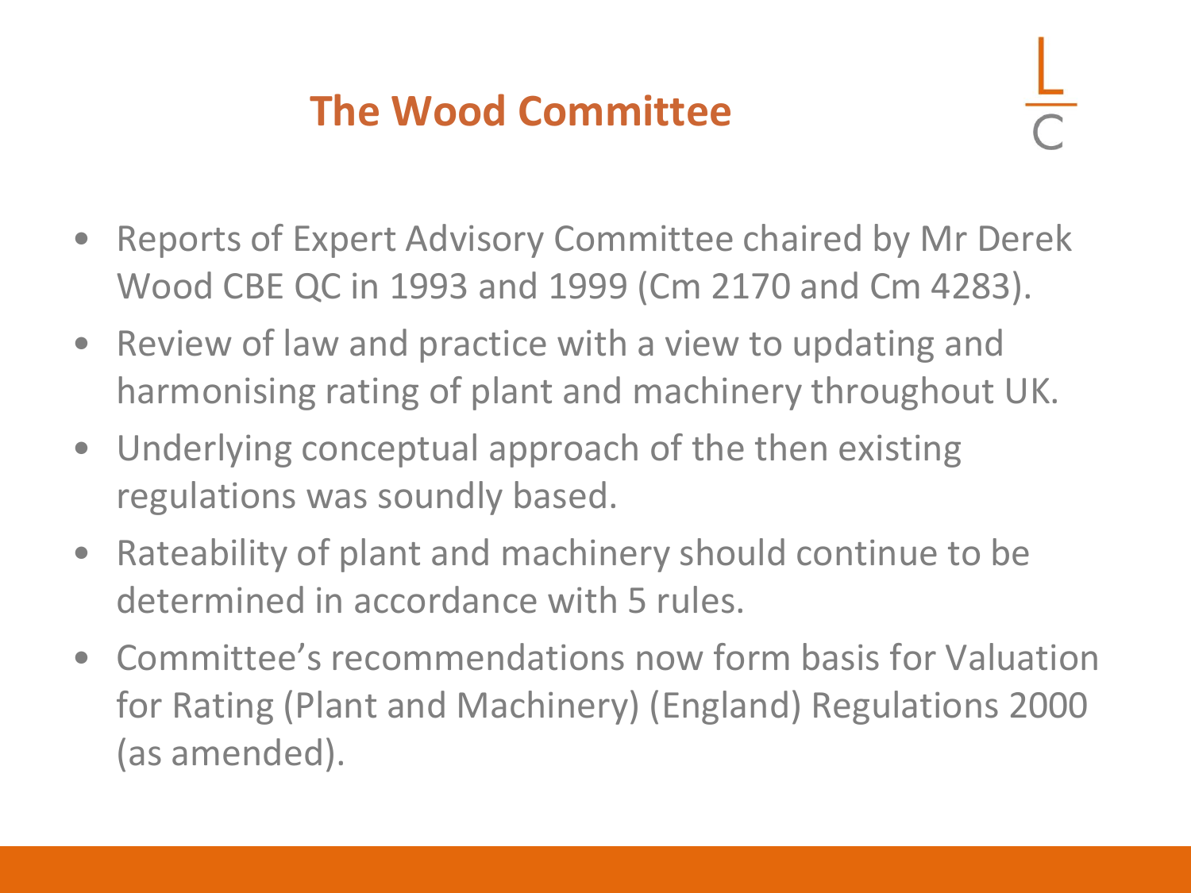# The Wood Committee

- Reports of Expert Advisory Committee chaired by Mr Derek Wood CBE QC in 1993 and 1999 (Cm 2170 and Cm 4283).
- Review of law and practice with a view to updating and harmonising rating of plant and machinery throughout UK.
- Underlying conceptual approach of the then existing regulations was soundly based.
- Rateability of plant and machinery should continue to be determined in accordance with 5 rules.
- Committee's recommendations now form basis for Valuation for Rating (Plant and Machinery) (England) Regulations 2000 (as amended).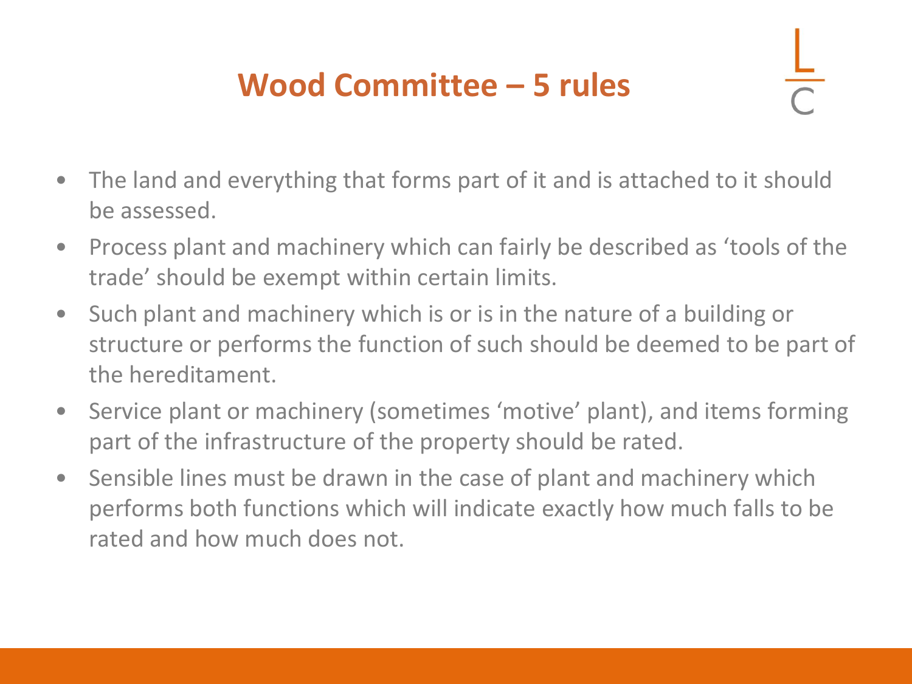# Wood Committee – 5 rules

- The land and everything that forms part of it and is attached to it should be assessed.
- Process plant and machinery which can fairly be described as 'tools of the trade' should be exempt within certain limits.
- Such plant and machinery which is or is in the nature of a building or structure or performs the function of such should be deemed to be part of the hereditament.
- Service plant or machinery (sometimes 'motive' plant), and items forming part of the infrastructure of the property should be rated.
- Sensible lines must be drawn in the case of plant and machinery which performs both functions which will indicate exactly how much falls to be rated and how much does not.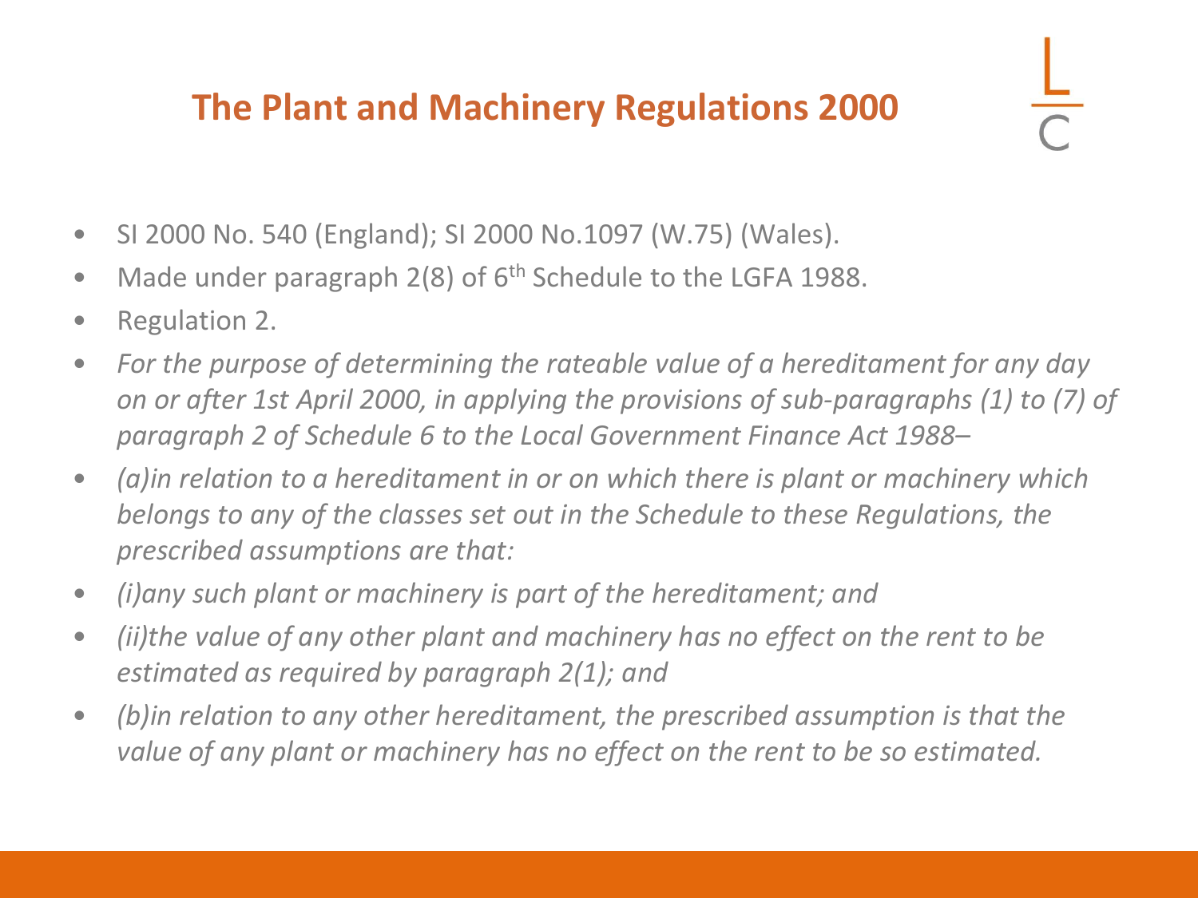# The Plant and Machinery Regulations 2000

- SI 2000 No. 540 (England); SI 2000 No.1097 (W.75) (Wales).
- Made under paragraph 2(8) of 6th Schedule to the LGFA 1988.
- Regulation 2.
- *For the purpose of determining the rateable value of a hereditament for any day on or after 1st April 2000, in applying the provisions of sub-paragraphs (1) to (7) of paragraph 2 of Schedule 6 to the Local Government Finance Act 1988–*
- *(a)in relation to a hereditament in or on which there is plant or machinery which belongs to any of the classes set out in the Schedule to these Regulations, the prescribed assumptions are that:*
- *(i)any such plant or machinery is part of the hereditament; and*
- *(ii)the value of any other plant and machinery has no effect on the rent to be estimated as required by paragraph 2(1); and*
- *(b)in relation to any other hereditament, the prescribed assumption is that the value of any plant or machinery has no effect on the rent to be so estimated.*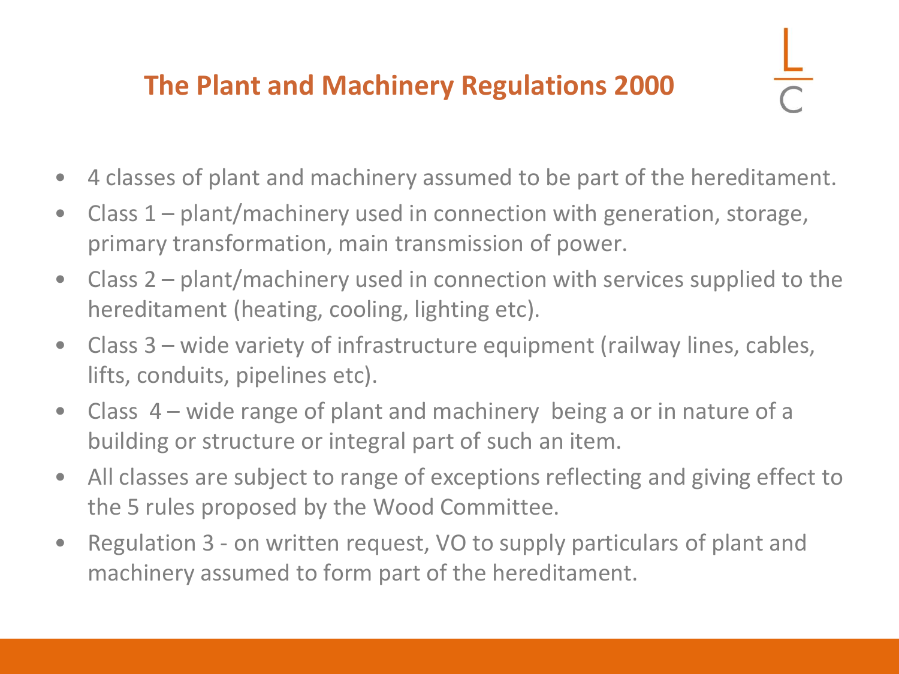## The Plant and Machinery Regulations 2000

- 4 classes of plant and machinery assumed to be part of the hereditament.
- Class 1 – plant/machinery used in connection with generation, storage, primary transformation, main transmission of power.
- Class 2 – plant/machinery used in connection with services supplied to the hereditament (heating, cooling, lighting etc).
- Class 3 – wide variety of infrastructure equipment (railway lines, cables, lifts, conduits, pipelines etc).
- Class 4 – wide range of plant and machinery being a or in nature of a building or structure or integral part of such an item.
- All classes are subject to range of exceptions reflecting and giving effect to the 5 rules proposed by the Wood Committee.
- Regulation 3 - on written request, VO to supply particulars of plant and machinery assumed to form part of the hereditament.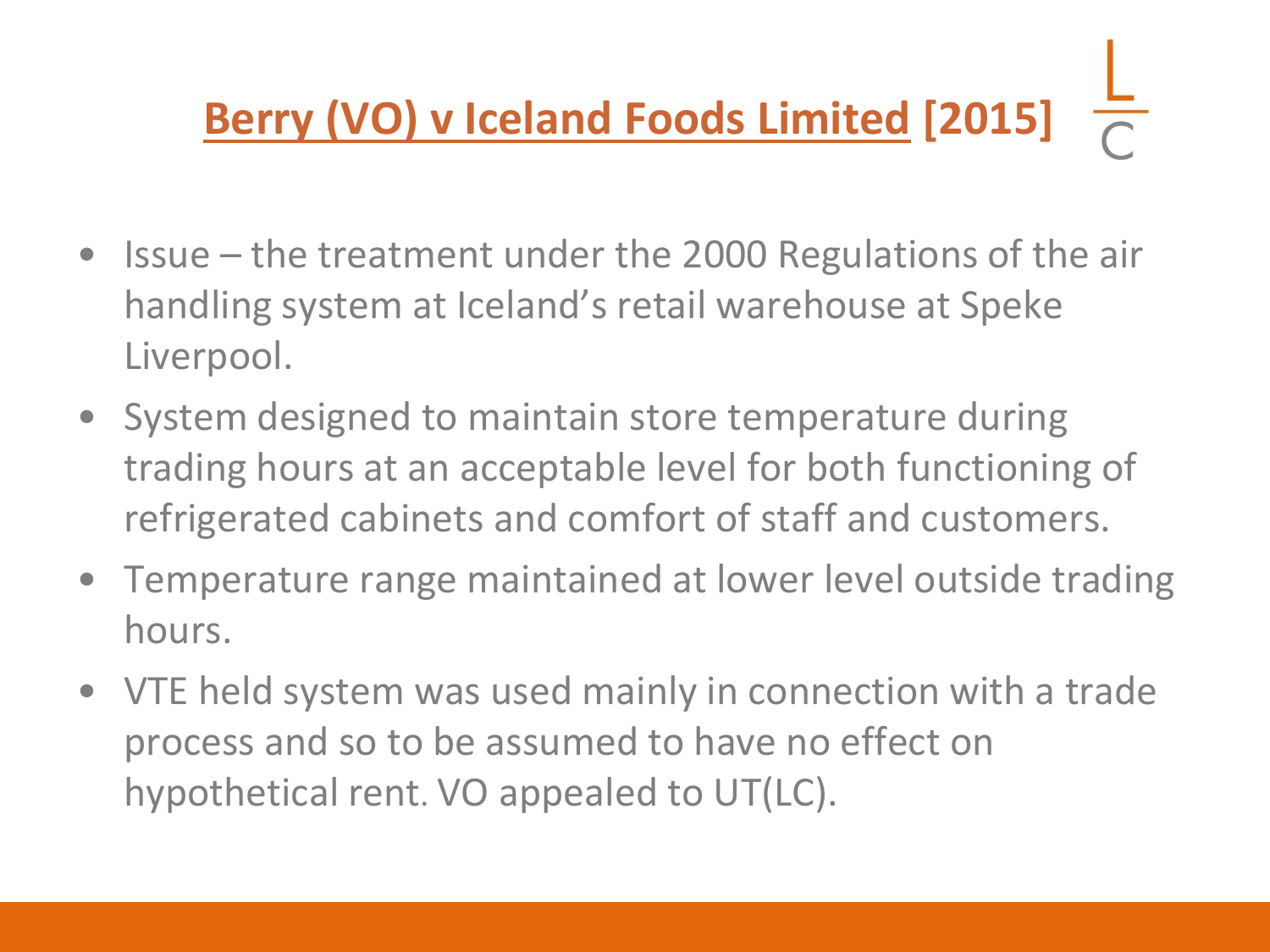# Berry (VO) v Iceland Foods Limited [2015]

- Issue – the treatment under the 2000 Regulations of the air handling system at Iceland's retail warehouse at Speke Liverpool.
- System designed to maintain store temperature during trading hours at an acceptable level for both functioning of refrigerated cabinets and comfort of staff and customers.
- Temperature range maintained at lower level outside trading hours.
- VTE held system was used mainly in connection with a trade process and so to be assumed to have no effect on hypothetical rent. VO appealed to UT(LC).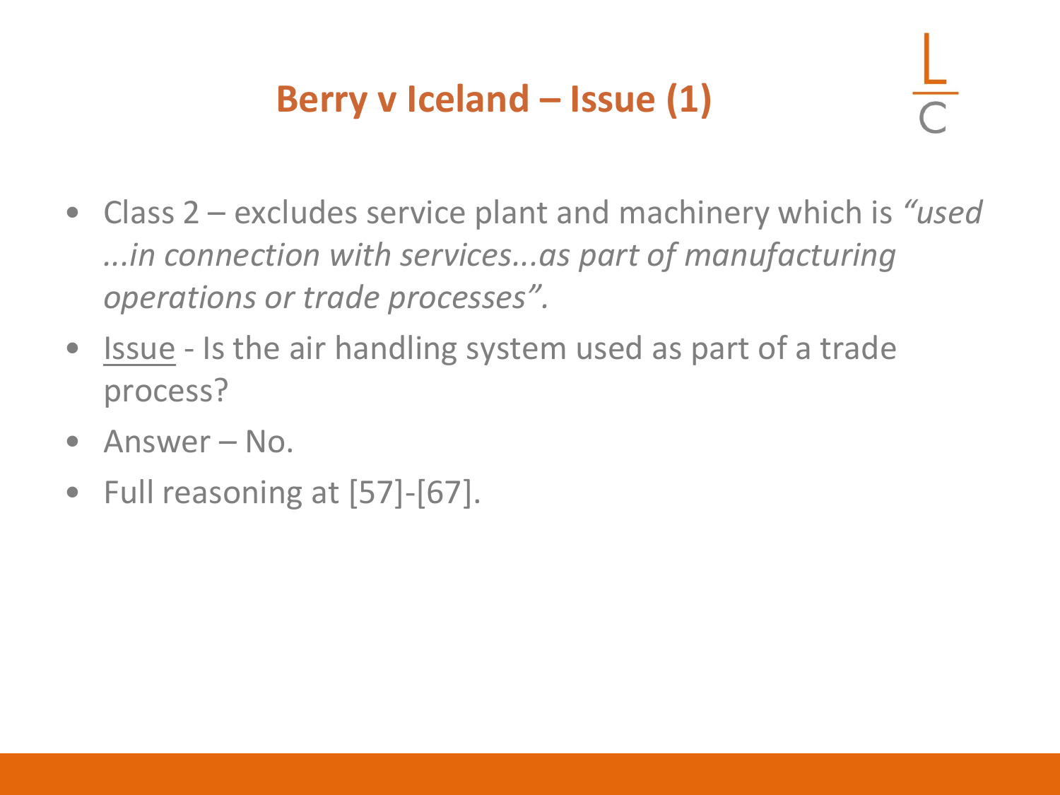# Berry v Iceland – Issue (1)

- Class 2 – excludes service plant and machinery which is *"used ...in connection with services...as part of manufacturing operations or trade processes".*
- Issue - Is the air handling system used as part of a trade process?
- Answer – No.
- Full reasoning at [57]-[67].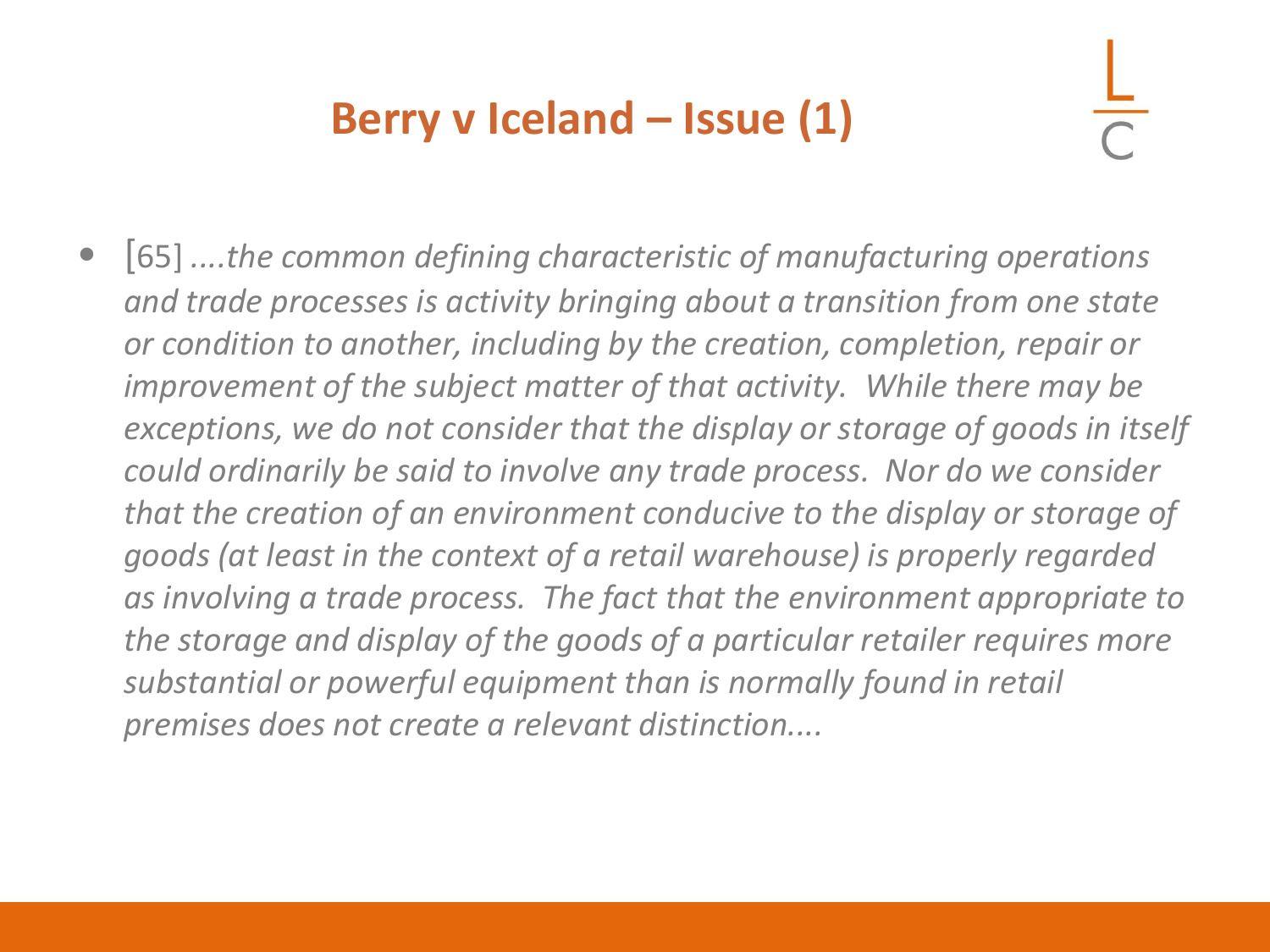# Berry v Iceland – Issue (1)

- [65] *....the common defining characteristic of manufacturing operations and trade processes is activity bringing about a transition from one state or condition to another, including by the creation, completion, repair or improvement of the subject matter of that activity. While there may be exceptions, we do not consider that the display or storage of goods in itself could ordinarily be said to involve any trade process. Nor do we consider that the creation of an environment conducive to the display or storage of goods (at least in the context of a retail warehouse) is properly regarded as involving a trade process. The fact that the environment appropriate to the storage and display of the goods of a particular retailer requires more substantial or powerful equipment than is normally found in retail premises does not create a relevant distinction....*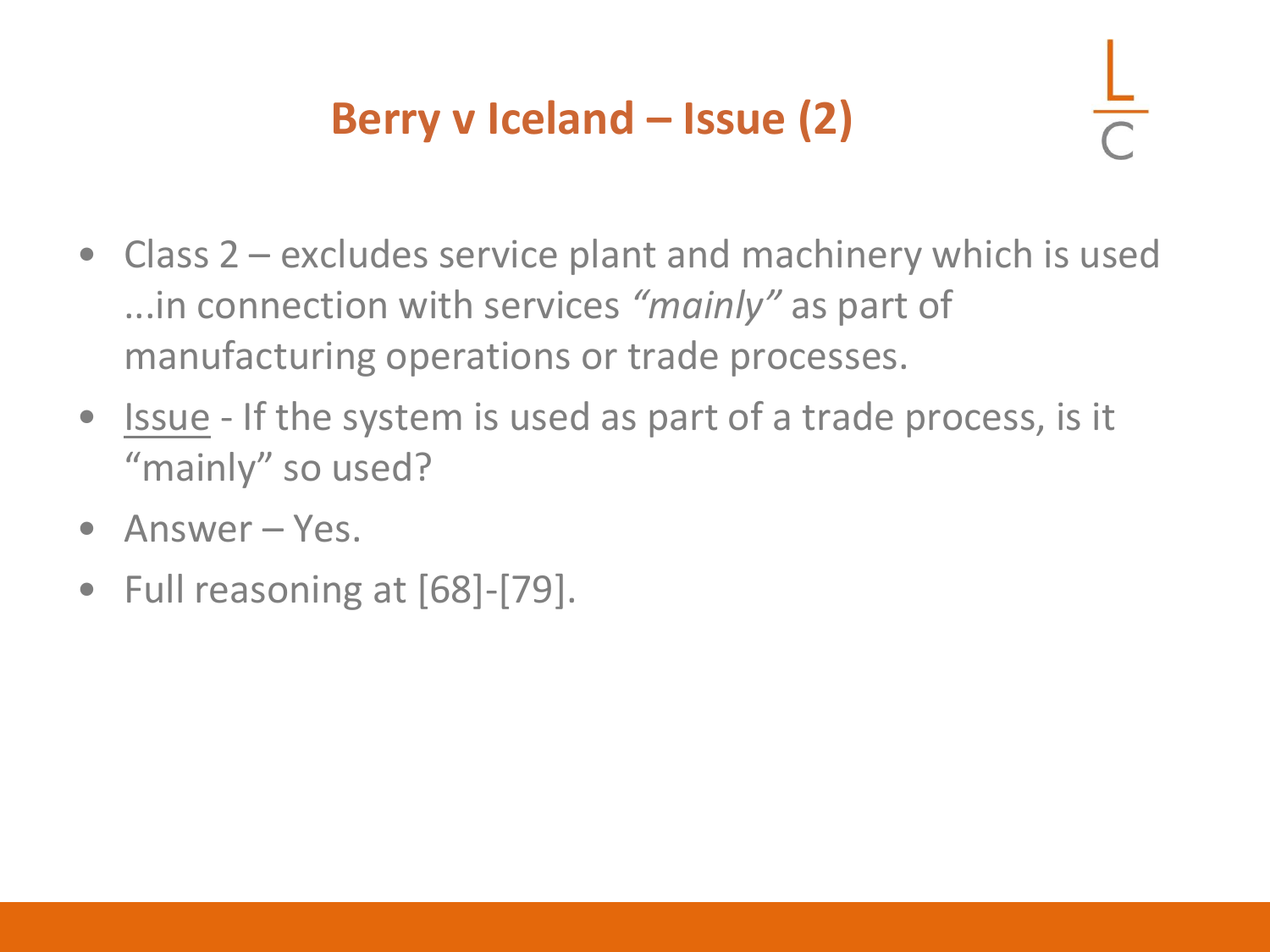# Berry v Iceland – Issue (2)

- Class 2 – excludes service plant and machinery which is used ...in connection with services *"mainly"* as part of manufacturing operations or trade processes.
- <u>Issue</u> - If the system is used as part of a trade process, is it "mainly" so used?
- Answer – Yes.
- Full reasoning at [68]-[79].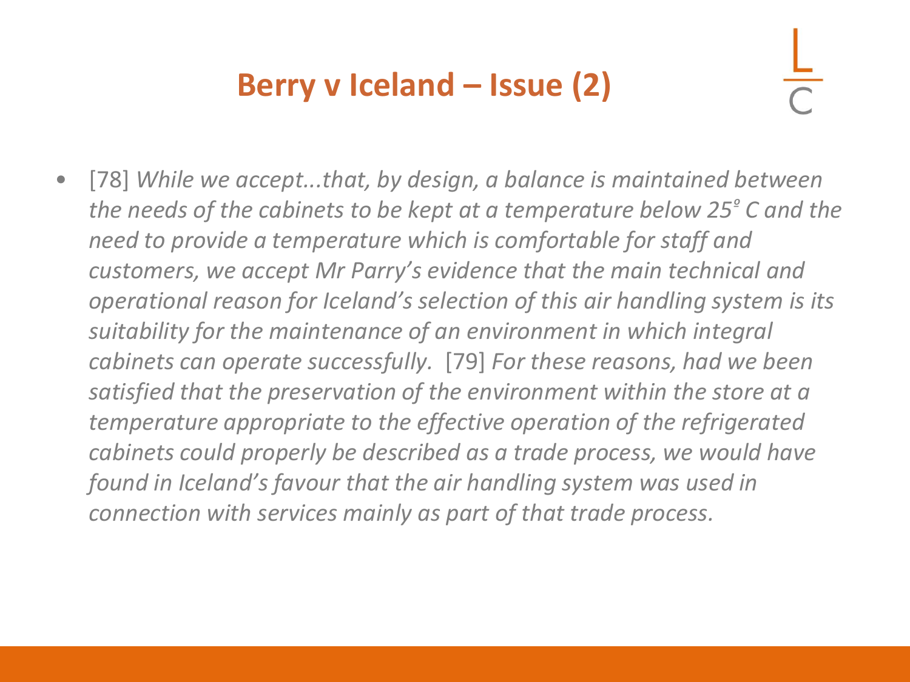# Berry v Iceland – Issue (2)

- [78] *While we accept...that, by design, a balance is maintained between the needs of the cabinets to be kept at a temperature below 25º C and the need to provide a temperature which is comfortable for staff and customers, we accept Mr Parry's evidence that the main technical and operational reason for Iceland's selection of this air handling system is its suitability for the maintenance of an environment in which integral cabinets can operate successfully.* [79] *For these reasons, had we been satisfied that the preservation of the environment within the store at a temperature appropriate to the effective operation of the refrigerated cabinets could properly be described as a trade process, we would have found in Iceland's favour that the air handling system was used in connection with services mainly as part of that trade process.*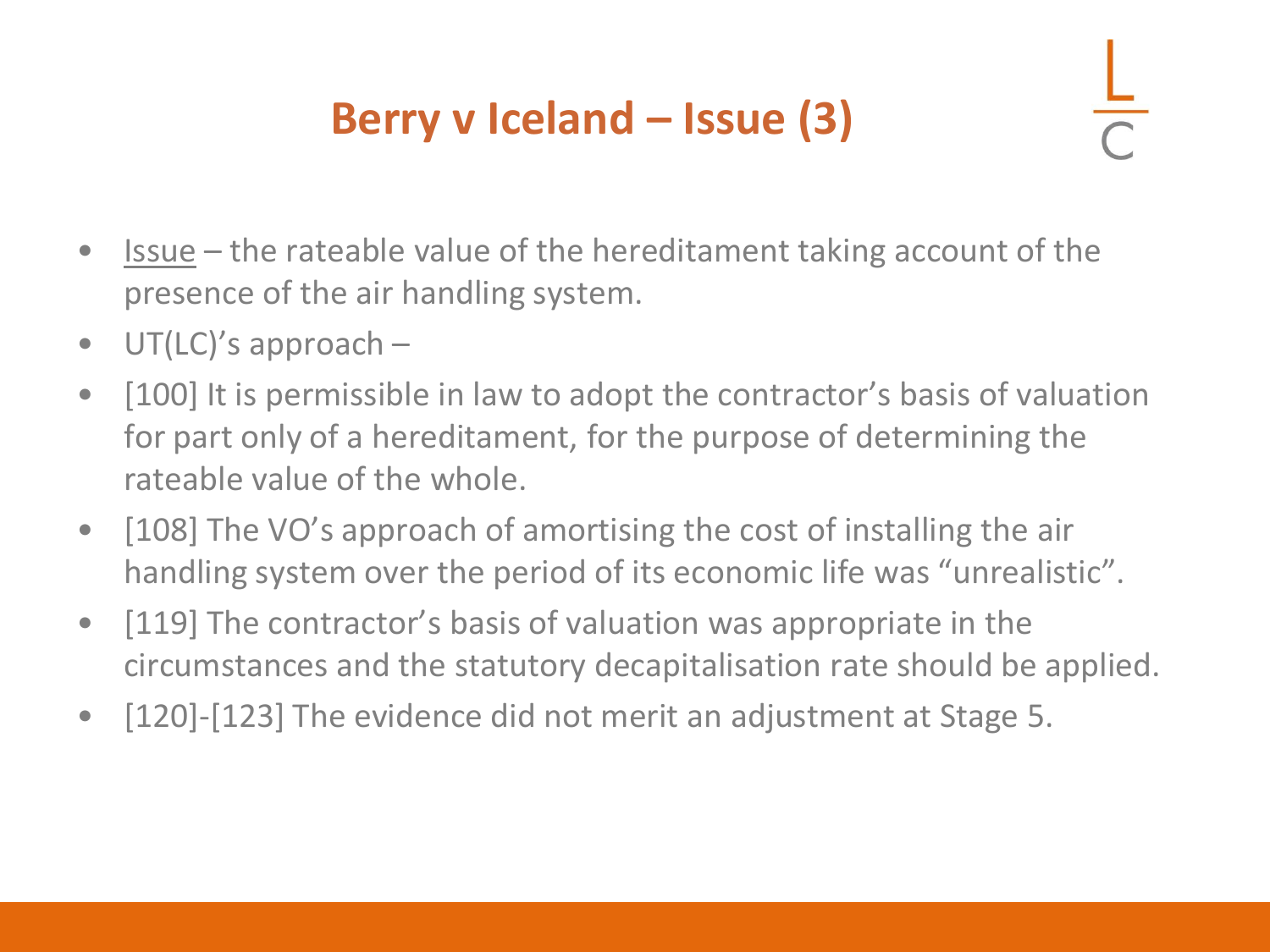# Berry v Iceland – Issue (3)

- Issue – the rateable value of the hereditament taking account of the presence of the air handling system.
- UT(LC)'s approach –
- [100] It is permissible in law to adopt the contractor's basis of valuation for part only of a hereditament, for the purpose of determining the rateable value of the whole.
- [108] The VO's approach of amortising the cost of installing the air handling system over the period of its economic life was "unrealistic".
- [119] The contractor's basis of valuation was appropriate in the circumstances and the statutory decapitalisation rate should be applied.
- [120]-[123] The evidence did not merit an adjustment at Stage 5.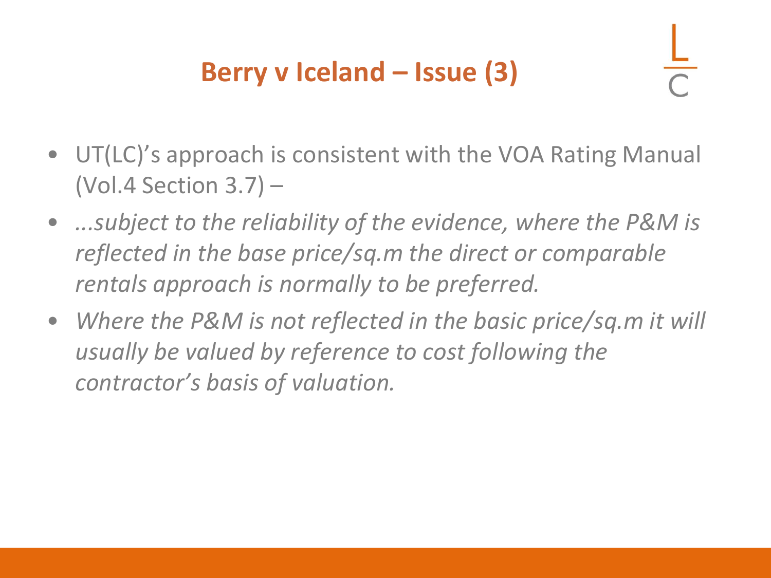# Berry v Iceland – Issue (3)

- UT(LC)'s approach is consistent with the VOA Rating Manual (Vol.4 Section 3.7) –
- *...subject to the reliability of the evidence, where the P&M is reflected in the base price/sq.m the direct or comparable rentals approach is normally to be preferred.*
- *Where the P&M is not reflected in the basic price/sq.m it will usually be valued by reference to cost following the contractor's basis of valuation.*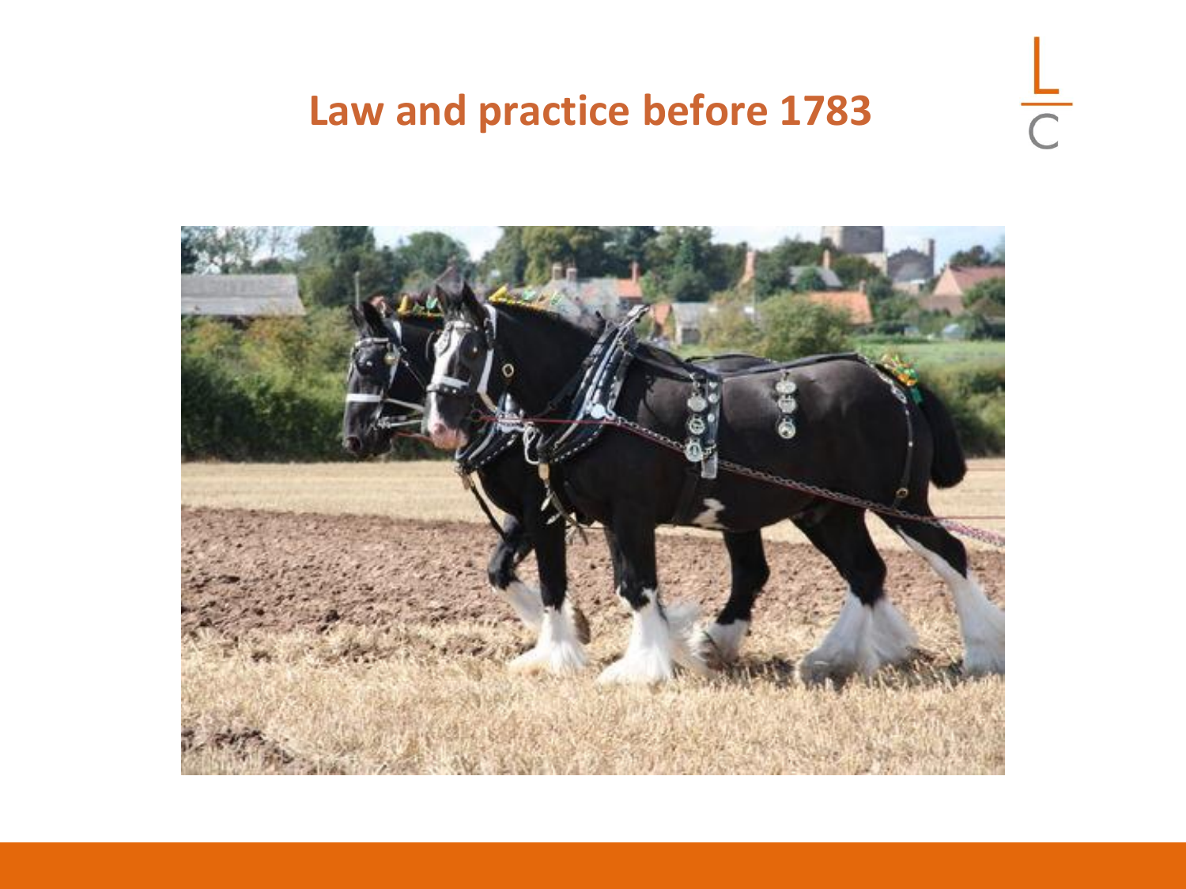# Law and practice before 1783